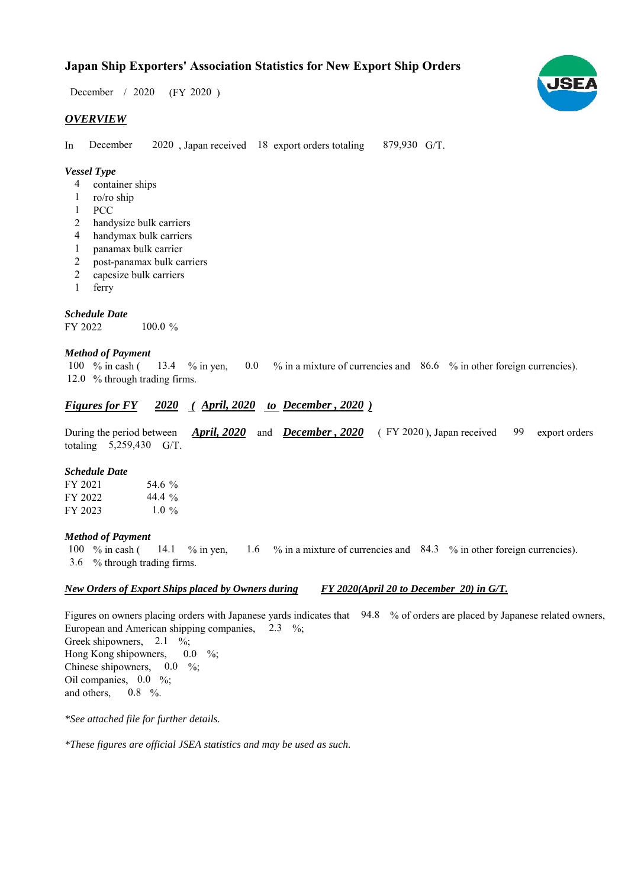# Japan Ship Exporters' Association Statistics for New Export Ship Orders

December / 2020 (FY 2020 )

## *OVERVIEW*

In December 2020 , Japan received 18 export orders totaling 879,930 G/T.

### *Vessel Type*

- 4 container ships
- 1 ro/ro ship
- 1 PCC
- 2 handysize bulk carriers
- 4 handymax bulk carriers
- 1 panamax bulk carrier
- 2 post-panamax bulk carriers
- 2 capesize bulk carriers
- 1 ferry

### *Schedule Date*

FY 2022 100.0 %

### *Method of Payment*

100 % in cash ( 13.4 % in yen, 0.0 % in a mixture of currencies and 86.6 % in other foreign currencies).
12.0 % through trading firms.

## *Figures for FY 2020 ( April, 2020 to December , 2020 )*

During the period between ***April, 2020*** and ***December , 2020*** ( FY 2020 ), Japan received 99 export orders totaling 5,259,430 G/T.

### *Schedule Date*

FY 2021 54.6 %
FY 2022 44.4 %
FY 2023 1.0 %

### *Method of Payment*

100 % in cash ( 14.1 % in yen, 1.6 % in a mixture of currencies and 84.3 % in other foreign currencies).
3.6 % through trading firms.

### *New Orders of Export Ships placed by Owners during FY 2020(April 20 to December 20) in G/T.*

Figures on owners placing orders with Japanese yards indicates that 94.8 % of orders are placed by Japanese related owners,
European and American shipping companies, 2.3 %;
Greek shipowners, 2.1 %;
Hong Kong shipowners, 0.0 %;
Chinese shipowners, 0.0 %;
Oil companies, 0.0 %;
and others, 0.8 %.

*\*See attached file for further details.*

*\*These figures are official JSEA statistics and may be used as such.*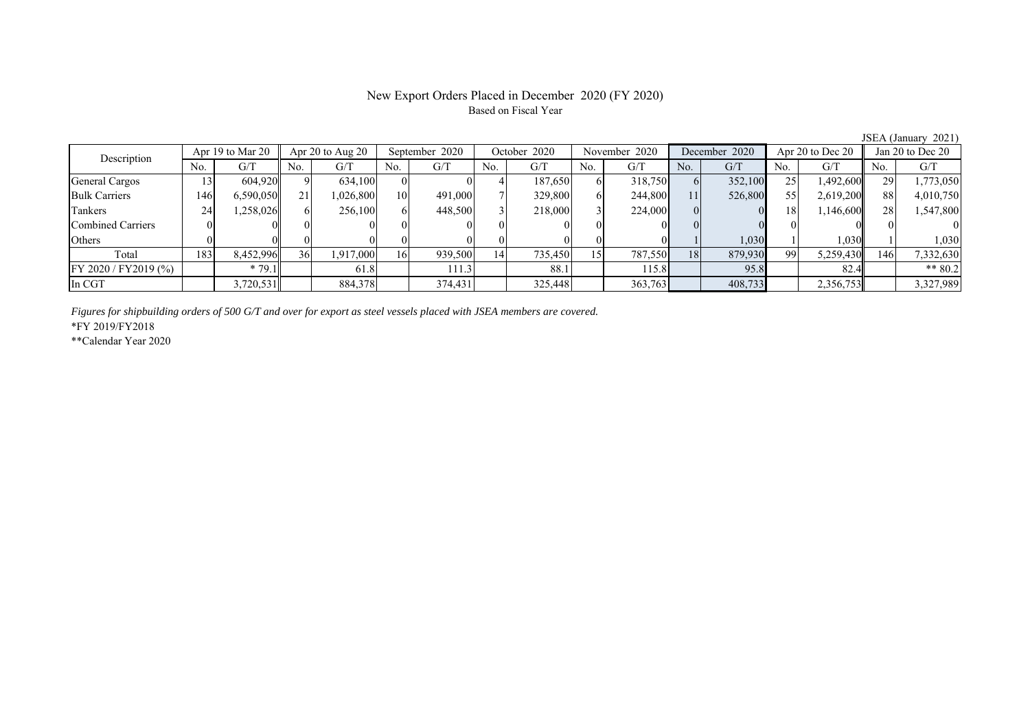# New Export Orders Placed in December 2020 (FY 2020)

Based on Fiscal Year

JSEA (January 2021)

| Description | Apr 19 to Mar 20 | | Apr 20 to Aug 20 | | September 2020 | | October 2020 | | November 2020 | | December 2020 | | Apr 20 to Dec 20 | | Jan 20 to Dec 20 | |
|---|---|---|---|---|---|---|---|---|---|---|---|---|---|---|---|---|
| | No. | G/T | No. | G/T | No. | G/T | No. | G/T | No. | G/T | No. | G/T | No. | G/T | No. | G/T |
| General Cargos | 13 | 604,920 | 9 | 634,100 | 0 | 0 | 4 | 187,650 | 6 | 318,750 | 6 | 352,100 | 25 | 1,492,600 | 29 | 1,773,050 |
| Bulk Carriers | 146 | 6,590,050 | 21 | 1,026,800 | 10 | 491,000 | 7 | 329,800 | 6 | 244,800 | 11 | 526,800 | 55 | 2,619,200 | 88 | 4,010,750 |
| Tankers | 24 | 1,258,026 | 6 | 256,100 | 6 | 448,500 | 3 | 218,000 | 3 | 224,000 | 0 | 0 | 18 | 1,146,600 | 28 | 1,547,800 |
| Combined Carriers | 0 | 0 | 0 | 0 | 0 | 0 | 0 | 0 | 0 | 0 | 0 | 0 | 0 | 0 | 0 | 0 |
| Others | 0 | 0 | 0 | 0 | 0 | 0 | 0 | 0 | 0 | 0 | 1 | 1,030 | 1 | 1,030 | 1 | 1,030 |
| Total | 183 | 8,452,996 | 36 | 1,917,000 | 16 | 939,500 | 14 | 735,450 | 15 | 787,550 | 18 | 879,930 | 99 | 5,259,430 | 146 | 7,332,630 |
| FY 2020 / FY2019 (%) | | * 79.1 | | 61.8 | | 111.3 | | 88.1 | | 115.8 | | 95.8 | | 82.4 | | ** 80.2 |
| In CGT | | 3,720,531 | | 884,378 | | 374,431 | | 325,448 | | 363,763 | | 408,733 | | 2,356,753 | | 3,327,989 |

*Figures for shipbuilding orders of 500 G/T and over for export as steel vessels placed with JSEA members are covered.*

*FY 2019/FY2018

**Calendar Year 2020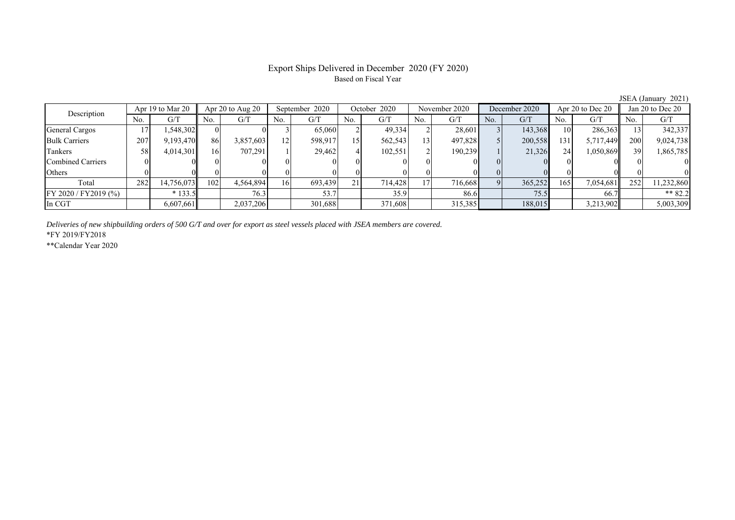# Export Ships Delivered in December 2020 (FY 2020)

Based on Fiscal Year

JSEA (January 2021)

| Description | Apr 19 to Mar 20 | | Apr 20 to Aug 20 | | September 2020 | | October 2020 | | November 2020 | | December 2020 | | Apr 20 to Dec 20 | | Jan 20 to Dec 20 | |
|---|---|---|---|---|---|---|---|---|---|---|---|---|---|---|---|---|
| | No. | G/T | No. | G/T | No. | G/T | No. | G/T | No. | G/T | No. | G/T | No. | G/T | No. | G/T |
| General Cargos | 17 | 1,548,302 | 0 | 0 | 3 | 65,060 | 2 | 49,334 | 2 | 28,601 | 3 | 143,368 | 10 | 286,363 | 13 | 342,337 |
| Bulk Carriers | 207 | 9,193,470 | 86 | 3,857,603 | 12 | 598,917 | 15 | 562,543 | 13 | 497,828 | 5 | 200,558 | 131 | 5,717,449 | 200 | 9,024,738 |
| Tankers | 58 | 4,014,301 | 16 | 707,291 | 1 | 29,462 | 4 | 102,551 | 2 | 190,239 | 1 | 21,326 | 24 | 1,050,869 | 39 | 1,865,785 |
| Combined Carriers | 0 | 0 | 0 | 0 | 0 | 0 | 0 | 0 | 0 | 0 | 0 | 0 | 0 | 0 | 0 | 0 |
| Others | 0 | 0 | 0 | 0 | 0 | 0 | 0 | 0 | 0 | 0 | 0 | 0 | 0 | 0 | 0 | 0 |
| Total | 282 | 14,756,073 | 102 | 4,564,894 | 16 | 693,439 | 21 | 714,428 | 17 | 716,668 | 9 | 365,252 | 165 | 7,054,681 | 252 | 11,232,860 |
| FY 2020 / FY2019 (%) | | * 133.5 | | 76.3 | | 53.7 | | 35.9 | | 86.6 | | 75.5 | | 66.7 | | ** 82.2 |
| In CGT | | 6,607,661 | | 2,037,206 | | 301,688 | | 371,608 | | 315,385 | | 188,015 | | 3,213,902 | | 5,003,309 |

*Deliveries of new shipbuilding orders of 500 G/T and over for export as steel vessels placed with JSEA members are covered.*

*FY 2019/FY2018

**Calendar Year 2020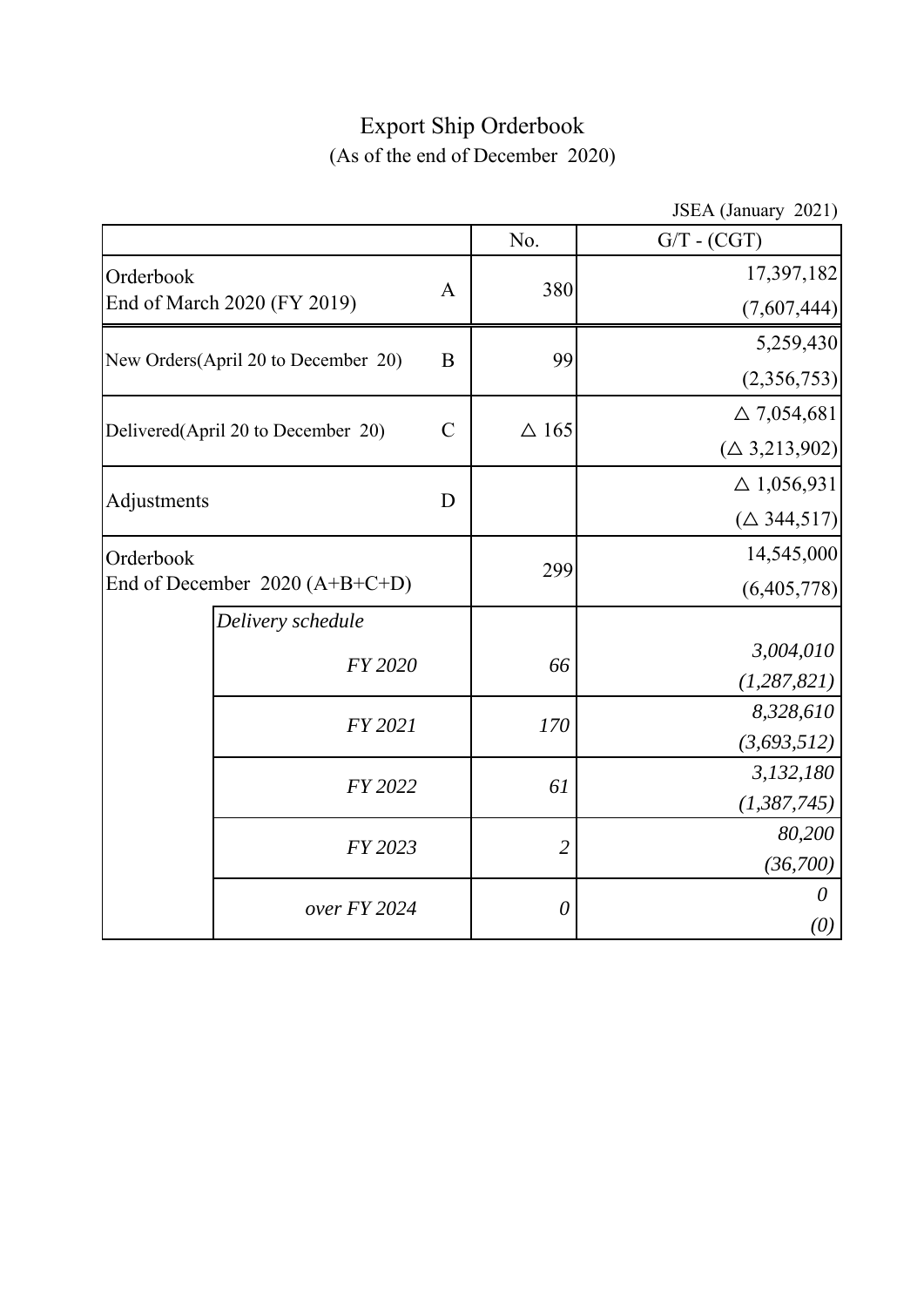# Export Ship Orderbook

(As of the end of December 2020)

JSEA (January 2021)

| | | | No. | G/T - (CGT) |
|---|---|---|---|---|
| Orderbook<br>End of March 2020 (FY 2019) | | A | 380 | 17,397,182<br>(7,607,444) |
| New Orders(April 20 to December 20) | | B | 99 | 5,259,430<br>(2,356,753) |
| Delivered(April 20 to December 20) | | C | △ 165 | △ 7,054,681<br>(△ 3,213,902) |
| Adjustments | | D | | △ 1,056,931<br>(△ 344,517) |
| Orderbook<br>End of December 2020 (A+B+C+D) | | | 299 | 14,545,000<br>(6,405,778) |
| | *Delivery schedule* | | | |
| | *FY 2020* | | *66* | *3,004,010*<br>*(1,287,821)* |
| | *FY 2021* | | *170* | *8,328,610*<br>*(3,693,512)* |
| | *FY 2022* | | *61* | *3,132,180*<br>*(1,387,745)* |
| | *FY 2023* | | *2* | *80,200*<br>*(36,700)* |
| | *over FY 2024* | | *0* | *0*<br>*(0)* |